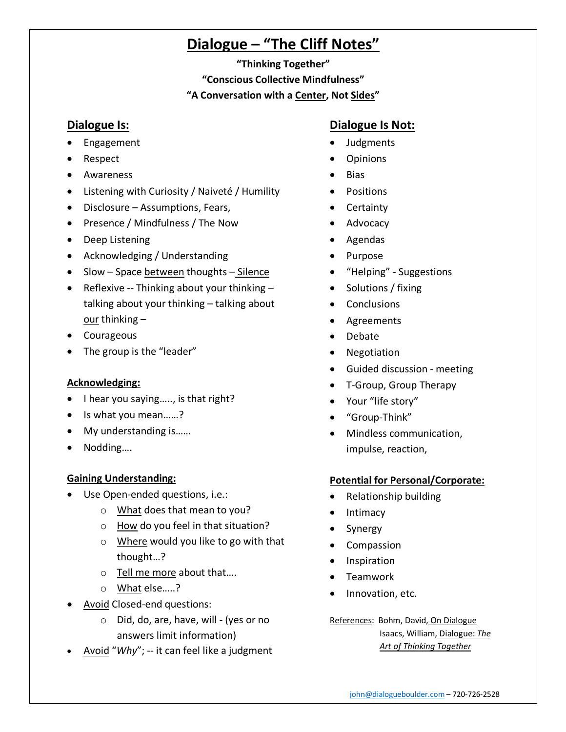# Dialogue – "The Cliff Notes"

**"Thinking Together"**

**"Conscious Collective Mindfulness"**

**"A Conversation with a Center, Not Sides"**

## Dialogue Is:

- Engagement
- Respect
- Awareness
- Listening with Curiosity / Naiveté / Humility
- Disclosure – Assumptions, Fears,
- Presence / Mindfulness / The Now
- Deep Listening
- Acknowledging / Understanding
- Slow – Space between thoughts – Silence
- Reflexive -- Thinking about your thinking – talking about your thinking – talking about our thinking –
- Courageous
- The group is the "leader"

### Acknowledging:

- I hear you saying….., is that right?
- Is what you mean……?
- My understanding is……
- Nodding….

### Gaining Understanding:

- Use Open-ended questions, i.e.:
  - What does that mean to you?
  - How do you feel in that situation?
  - Where would you like to go with that thought…?
  - Tell me more about that….
  - What else…..?
- Avoid Closed-end questions:
  - Did, do, are, have, will - (yes or no answers limit information)
- Avoid "*Why*"; -- it can feel like a judgment

## Dialogue Is Not:

- Judgments
- Opinions
- Bias
- Positions
- Certainty
- Advocacy
- Agendas
- Purpose
- "Helping" - Suggestions
- Solutions / fixing
- Conclusions
- Agreements
- Debate
- Negotiation
- Guided discussion - meeting
- T-Group, Group Therapy
- Your "life story"
- "Group-Think"
- Mindless communication, impulse, reaction,

### Potential for Personal/Corporate:

- Relationship building
- Intimacy
- Synergy
- Compassion
- Inspiration
- Teamwork
- Innovation, etc.

References: Bohm, David, On Dialogue
Isaacs, William, Dialogue: *The Art of Thinking Together*

john@dialogueboulder.com – 720-726-2528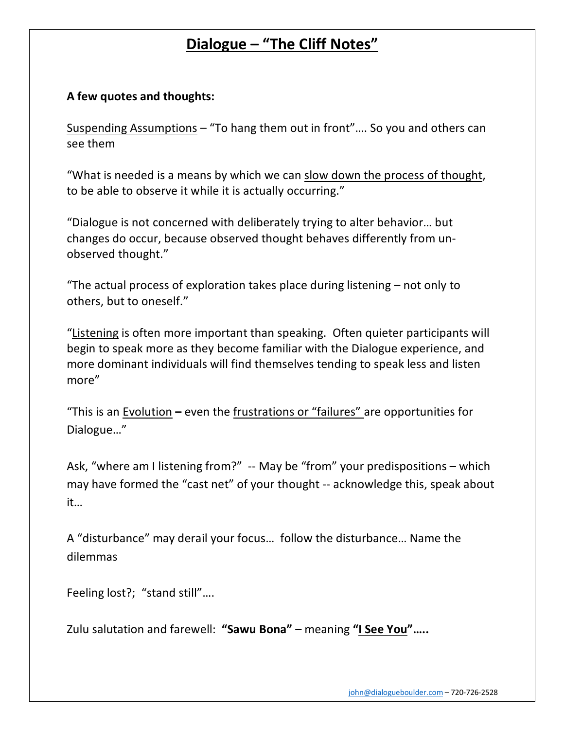# Dialogue – "The Cliff Notes"

**A few quotes and thoughts:**

<u>Suspending Assumptions</u> – "To hang them out in front"…. So you and others can see them

"What is needed is a means by which we can <u>slow down the process of thought</u>, to be able to observe it while it is actually occurring."

"Dialogue is not concerned with deliberately trying to alter behavior… but changes do occur, because observed thought behaves differently from un-observed thought."

"The actual process of exploration takes place during listening – not only to others, but to oneself."

"<u>Listening</u> is often more important than speaking. Often quieter participants will begin to speak more as they become familiar with the Dialogue experience, and more dominant individuals will find themselves tending to speak less and listen more"

"This is an <u>Evolution</u> **–** even the <u>frustrations or "failures"</u> are opportunities for Dialogue…"

Ask, "where am I listening from?" -- May be "from" your predispositions – which may have formed the "cast net" of your thought -- acknowledge this, speak about it…

A "disturbance" may derail your focus… follow the disturbance… Name the dilemmas

Feeling lost?; "stand still"….

Zulu salutation and farewell: **"Sawu Bona"** – meaning **"<u>I See You</u>"…..**

john@dialogueboulder.com – 720-726-2528